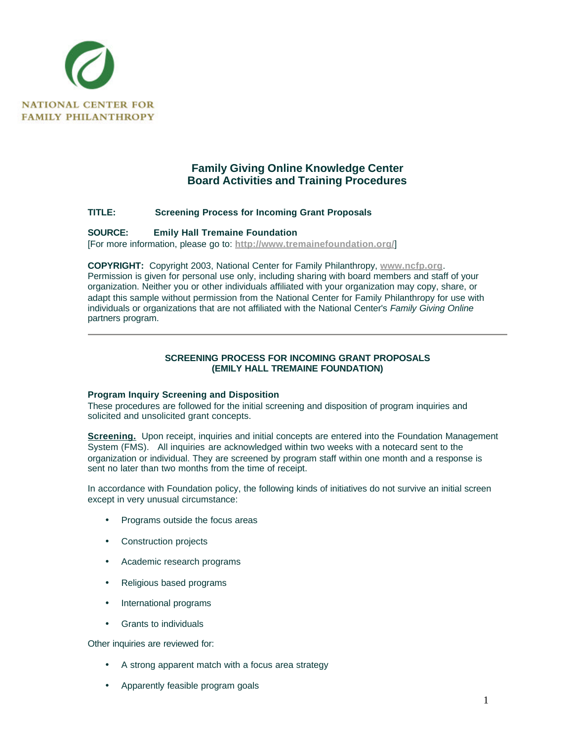NATIONAL CENTER FOR
FAMILY PHILANTHROPY

# Family Giving Online Knowledge Center
# Board Activities and Training Procedures

**TITLE:** **Screening Process for Incoming Grant Proposals**

**SOURCE:** **Emily Hall Tremaine Foundation**
[For more information, please go to: **http://www.tremainefoundation.org/**]

**COPYRIGHT:** Copyright 2003, National Center for Family Philanthropy, **www.ncfp.org**. Permission is given for personal use only, including sharing with board members and staff of your organization. Neither you or other individuals affiliated with your organization may copy, share, or adapt this sample without permission from the National Center for Family Philanthropy for use with individuals or organizations that are not affiliated with the National Center's *Family Giving Online* partners program.

---

## SCREENING PROCESS FOR INCOMING GRANT PROPOSALS (EMILY HALL TREMAINE FOUNDATION)

### Program Inquiry Screening and Disposition

These procedures are followed for the initial screening and disposition of program inquiries and solicited and unsolicited grant concepts.

**Screening.** Upon receipt, inquiries and initial concepts are entered into the Foundation Management System (FMS). All inquiries are acknowledged within two weeks with a notecard sent to the organization or individual. They are screened by program staff within one month and a response is sent no later than two months from the time of receipt.

In accordance with Foundation policy, the following kinds of initiatives do not survive an initial screen except in very unusual circumstance:

- Programs outside the focus areas
- Construction projects
- Academic research programs
- Religious based programs
- International programs
- Grants to individuals

Other inquiries are reviewed for:

- A strong apparent match with a focus area strategy
- Apparently feasible program goals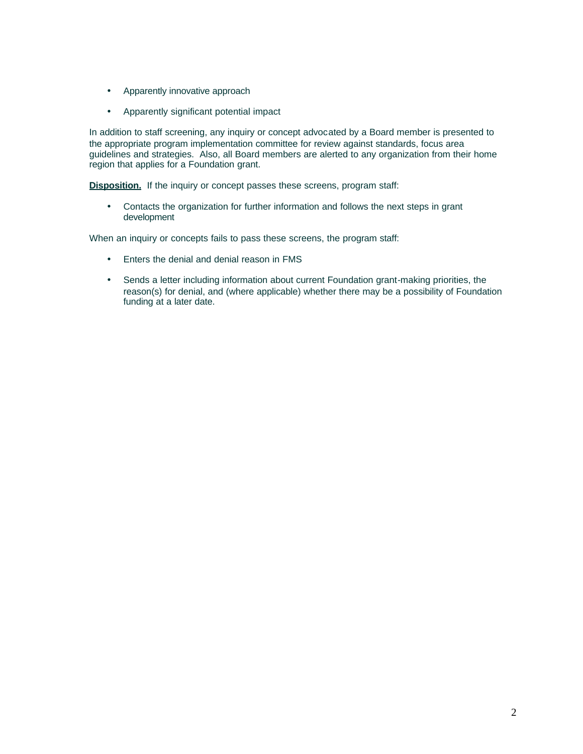- Apparently innovative approach
- Apparently significant potential impact

In addition to staff screening, any inquiry or concept advocated by a Board member is presented to the appropriate program implementation committee for review against standards, focus area guidelines and strategies. Also, all Board members are alerted to any organization from their home region that applies for a Foundation grant.

**Disposition.** If the inquiry or concept passes these screens, program staff:

- Contacts the organization for further information and follows the next steps in grant development

When an inquiry or concepts fails to pass these screens, the program staff:

- Enters the denial and denial reason in FMS
- Sends a letter including information about current Foundation grant-making priorities, the reason(s) for denial, and (where applicable) whether there may be a possibility of Foundation funding at a later date.